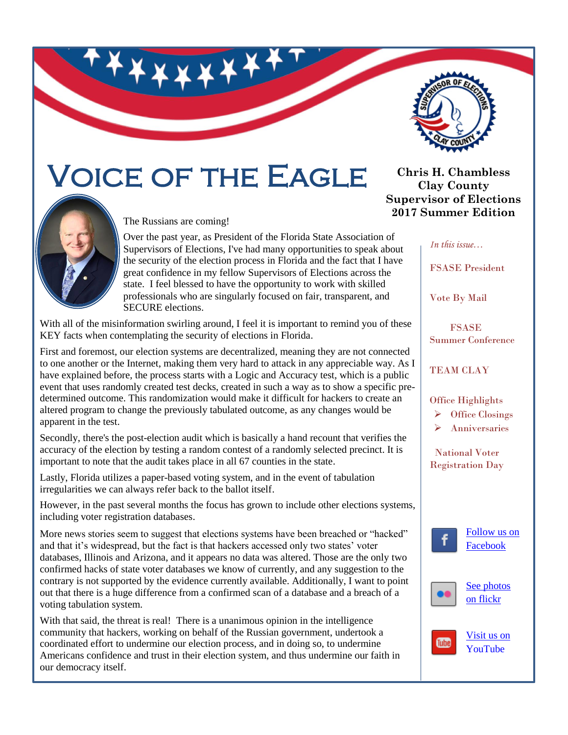# Voice of the Eagle

**Chris H. Chambless**
**Clay County**
**Supervisor of Elections**
**2017 Summer Edition**

*In this issue…*

- FSASE President
- Vote By Mail
- FSASE Summer Conference
- TEAM CLAY
- Office Highlights
  - Office Closings
  - Anniversaries
- National Voter Registration Day

[Follow us on Facebook]

[See photos on flickr]

[Visit us on YouTube]

The Russians are coming!

Over the past year, as President of the Florida State Association of Supervisors of Elections, I've had many opportunities to speak about the security of the election process in Florida and the fact that I have great confidence in my fellow Supervisors of Elections across the state. I feel blessed to have the opportunity to work with skilled professionals who are singularly focused on fair, transparent, and SECURE elections.

With all of the misinformation swirling around, I feel it is important to remind you of these KEY facts when contemplating the security of elections in Florida.

First and foremost, our election systems are decentralized, meaning they are not connected to one another or the Internet, making them very hard to attack in any appreciable way. As I have explained before, the process starts with a Logic and Accuracy test, which is a public event that uses randomly created test decks, created in such a way as to show a specific pre-determined outcome. This randomization would make it difficult for hackers to create an altered program to change the previously tabulated outcome, as any changes would be apparent in the test.

Secondly, there's the post-election audit which is basically a hand recount that verifies the accuracy of the election by testing a random contest of a randomly selected precinct. It is important to note that the audit takes place in all 67 counties in the state.

Lastly, Florida utilizes a paper-based voting system, and in the event of tabulation irregularities we can always refer back to the ballot itself.

However, in the past several months the focus has grown to include other elections systems, including voter registration databases.

More news stories seem to suggest that elections systems have been breached or "hacked" and that it's widespread, but the fact is that hackers accessed only two states' voter databases, Illinois and Arizona, and it appears no data was altered. Those are the only two confirmed hacks of state voter databases we know of currently, and any suggestion to the contrary is not supported by the evidence currently available. Additionally, I want to point out that there is a huge difference from a confirmed scan of a database and a breach of a voting tabulation system.

With that said, the threat is real! There is a unanimous opinion in the intelligence community that hackers, working on behalf of the Russian government, undertook a coordinated effort to undermine our election process, and in doing so, to undermine Americans confidence and trust in their election system, and thus undermine our faith in our democracy itself.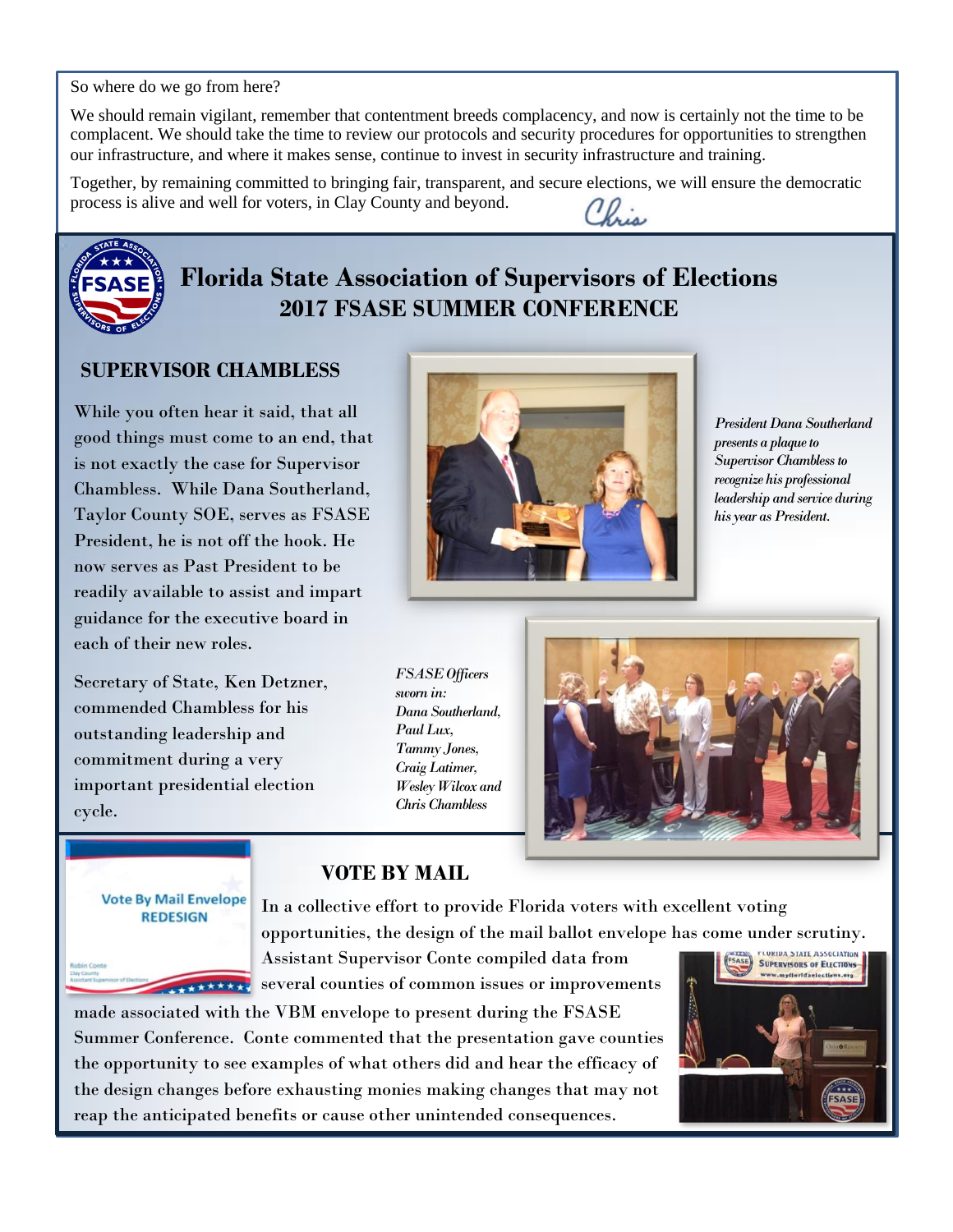So where do we go from here?

We should remain vigilant, remember that contentment breeds complacency, and now is certainly not the time to be complacent. We should take the time to review our protocols and security procedures for opportunities to strengthen our infrastructure, and where it makes sense, continue to invest in security infrastructure and training.

Together, by remaining committed to bringing fair, transparent, and secure elections, we will ensure the democratic process is alive and well for voters, in Clay County and beyond.

*Chris*

# Florida State Association of Supervisors of Elections

## 2017 FSASE SUMMER CONFERENCE

### SUPERVISOR CHAMBLESS

While you often hear it said, that all good things must come to an end, that is not exactly the case for Supervisor Chambless. While Dana Southerland, Taylor County SOE, serves as FSASE President, he is not off the hook. He now serves as Past President to be readily available to assist and impart guidance for the executive board in each of their new roles.

Secretary of State, Ken Detzner, commended Chambless for his outstanding leadership and commitment during a very important presidential election cycle.

*President Dana Southerland presents a plaque to Supervisor Chambless to recognize his professional leadership and service during his year as President.*

*FSASE Officers sworn in: Dana Southerland, Paul Lux, Tammy Jones, Craig Latimer, Wesley Wilcox and Chris Chambless*

### VOTE BY MAIL

Vote By Mail Envelope REDESIGN

Robin Conte
Clay County
Assistant Supervisor of Elections

In a collective effort to provide Florida voters with excellent voting opportunities, the design of the mail ballot envelope has come under scrutiny. Assistant Supervisor Conte compiled data from several counties of common issues or improvements made associated with the VBM envelope to present during the FSASE Summer Conference. Conte commented that the presentation gave counties the opportunity to see examples of what others did and hear the efficacy of the design changes before exhausting monies making changes that may not reap the anticipated benefits or cause other unintended consequences.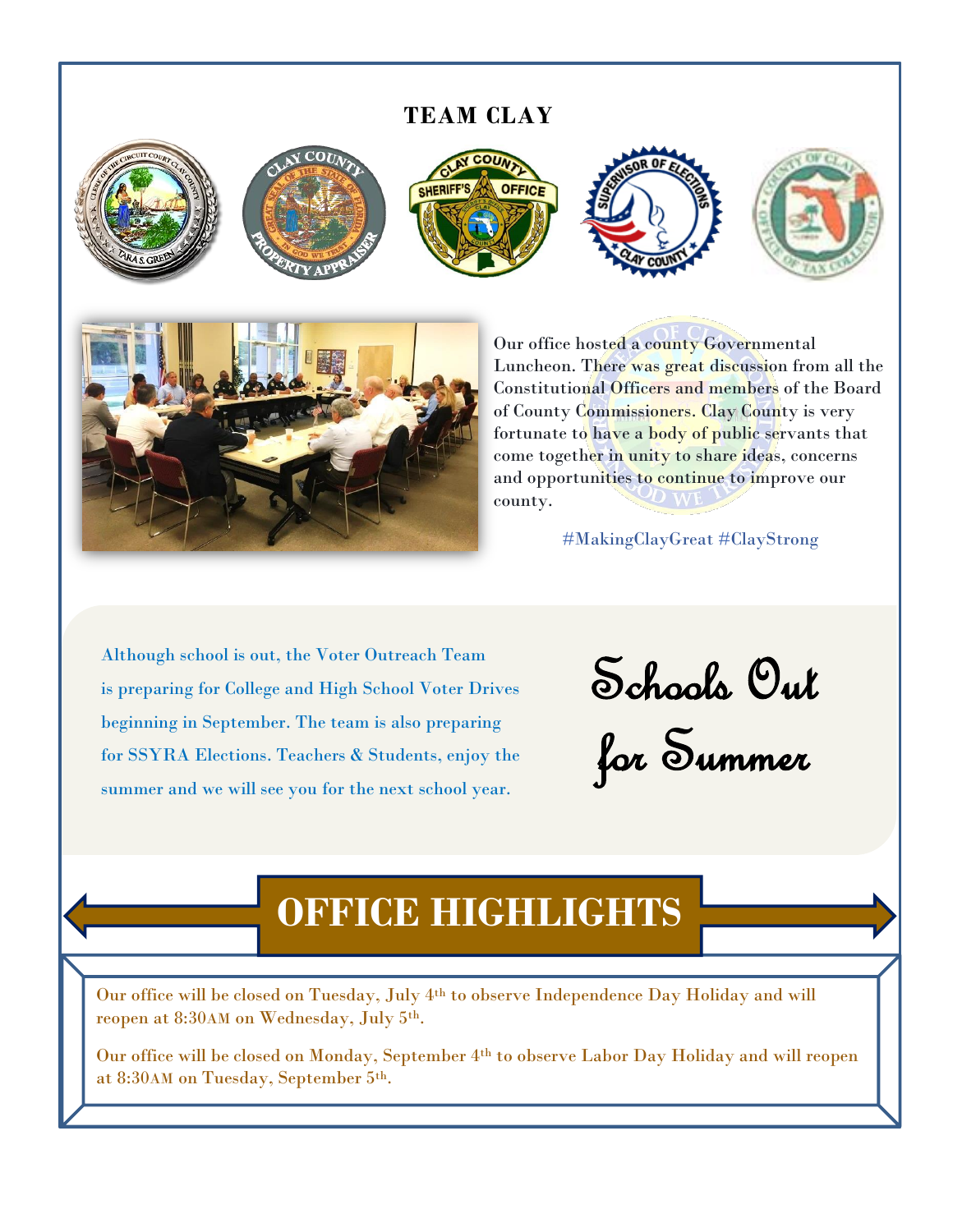## TEAM CLAY

Our office hosted a county Governmental Luncheon. There was great discussion from all the Constitutional Officers and members of the Board of County Commissioners. Clay County is very fortunate to have a body of public servants that come together in unity to share ideas, concerns and opportunities to continue to improve our county.

#MakingClayGreat #ClayStrong

## Schools Out for Summer

Although school is out, the Voter Outreach Team is preparing for College and High School Voter Drives beginning in September. The team is also preparing for SSYRA Elections. Teachers & Students, enjoy the summer and we will see you for the next school year.

## OFFICE HIGHLIGHTS

Our office will be closed on Tuesday, July 4th to observe Independence Day Holiday and will reopen at 8:30AM on Wednesday, July 5th.

Our office will be closed on Monday, September 4th to observe Labor Day Holiday and will reopen at 8:30AM on Tuesday, September 5th.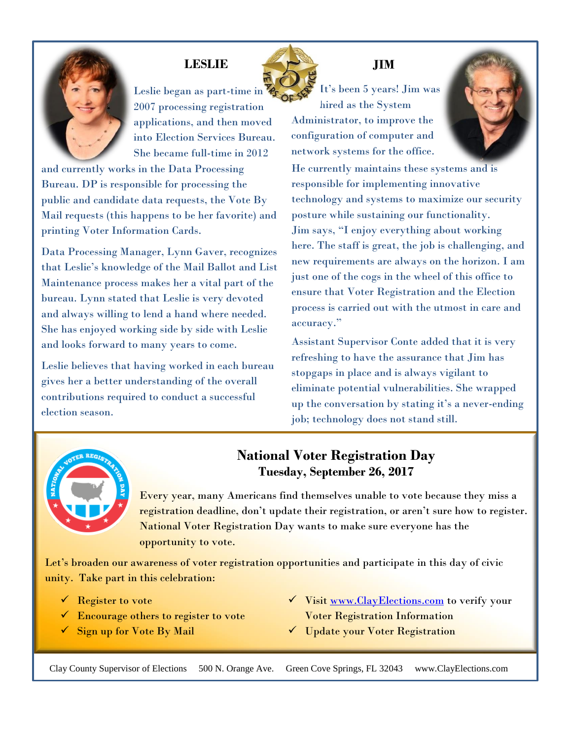## LESLIE

Leslie began as part-time in 2007 processing registration applications, and then moved into Election Services Bureau. She became full-time in 2012 and currently works in the Data Processing Bureau. DP is responsible for processing the public and candidate data requests, the Vote By Mail requests (this happens to be her favorite) and printing Voter Information Cards.

Data Processing Manager, Lynn Gaver, recognizes that Leslie's knowledge of the Mail Ballot and List Maintenance process makes her a vital part of the bureau. Lynn stated that Leslie is very devoted and always willing to lend a hand where needed. She has enjoyed working side by side with Leslie and looks forward to many years to come.

Leslie believes that having worked in each bureau gives her a better understanding of the overall contributions required to conduct a successful election season.

## JIM

It's been 5 years! Jim was hired as the System Administrator, to improve the configuration of computer and network systems for the office. He currently maintains these systems and is responsible for implementing innovative technology and systems to maximize our security posture while sustaining our functionality. Jim says, "I enjoy everything about working here. The staff is great, the job is challenging, and new requirements are always on the horizon. I am just one of the cogs in the wheel of this office to ensure that Voter Registration and the Election process is carried out with the utmost in care and accuracy."

Assistant Supervisor Conte added that it is very refreshing to have the assurance that Jim has stopgaps in place and is always vigilant to eliminate potential vulnerabilities. She wrapped up the conversation by stating it's a never-ending job; technology does not stand still.

## National Voter Registration Day
### Tuesday, September 26, 2017

Every year, many Americans find themselves unable to vote because they miss a registration deadline, don't update their registration, or aren't sure how to register. National Voter Registration Day wants to make sure everyone has the opportunity to vote.

Let's broaden our awareness of voter registration opportunities and participate in this day of civic unity. Take part in this celebration:

- ✓ Register to vote
- ✓ Encourage others to register to vote
- ✓ Sign up for Vote By Mail
- ✓ Visit www.ClayElections.com to verify your Voter Registration Information
- ✓ Update your Voter Registration

Clay County Supervisor of Elections 500 N. Orange Ave. Green Cove Springs, FL 32043 www.ClayElections.com